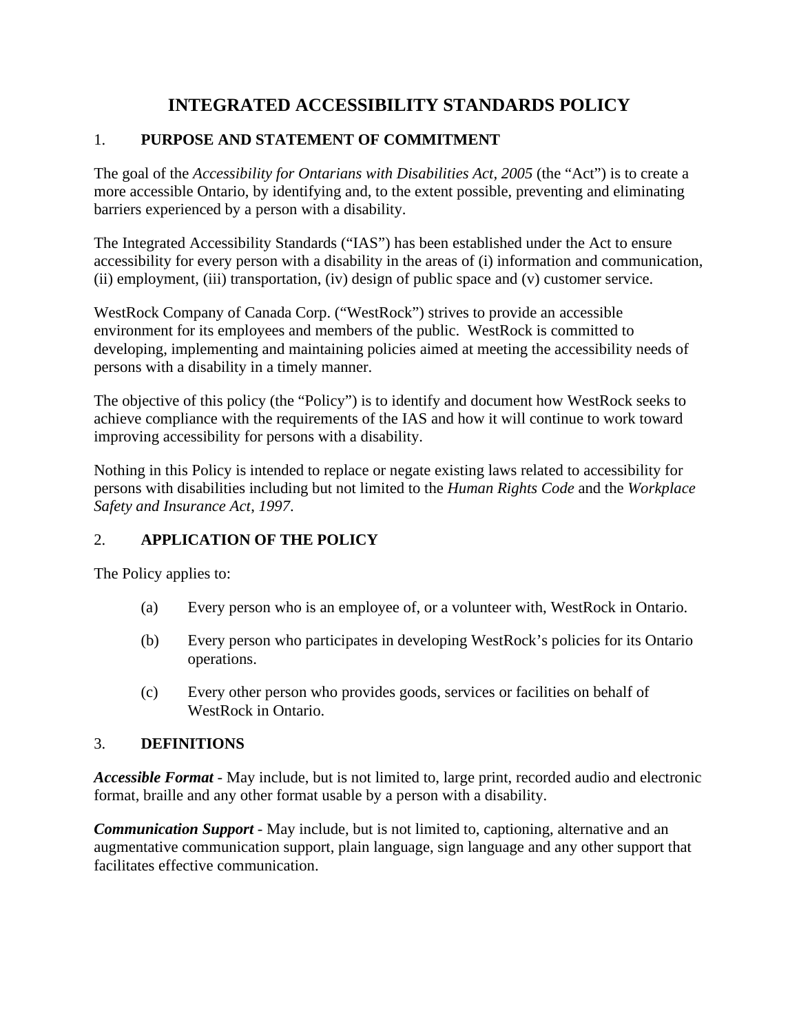# INTEGRATED ACCESSIBILITY STANDARDS POLICY

## 1. PURPOSE AND STATEMENT OF COMMITMENT

The goal of the *Accessibility for Ontarians with Disabilities Act, 2005* (the "Act") is to create a more accessible Ontario, by identifying and, to the extent possible, preventing and eliminating barriers experienced by a person with a disability.

The Integrated Accessibility Standards ("IAS") has been established under the Act to ensure accessibility for every person with a disability in the areas of (i) information and communication, (ii) employment, (iii) transportation, (iv) design of public space and (v) customer service.

WestRock Company of Canada Corp. ("WestRock") strives to provide an accessible environment for its employees and members of the public. WestRock is committed to developing, implementing and maintaining policies aimed at meeting the accessibility needs of persons with a disability in a timely manner.

The objective of this policy (the "Policy") is to identify and document how WestRock seeks to achieve compliance with the requirements of the IAS and how it will continue to work toward improving accessibility for persons with a disability.

Nothing in this Policy is intended to replace or negate existing laws related to accessibility for persons with disabilities including but not limited to the *Human Rights Code* and the *Workplace Safety and Insurance Act, 1997*.

## 2. APPLICATION OF THE POLICY

The Policy applies to:

(a) Every person who is an employee of, or a volunteer with, WestRock in Ontario.

(b) Every person who participates in developing WestRock's policies for its Ontario operations.

(c) Every other person who provides goods, services or facilities on behalf of WestRock in Ontario.

## 3. DEFINITIONS

***Accessible Format*** - May include, but is not limited to, large print, recorded audio and electronic format, braille and any other format usable by a person with a disability.

***Communication Support*** - May include, but is not limited to, captioning, alternative and an augmentative communication support, plain language, sign language and any other support that facilitates effective communication.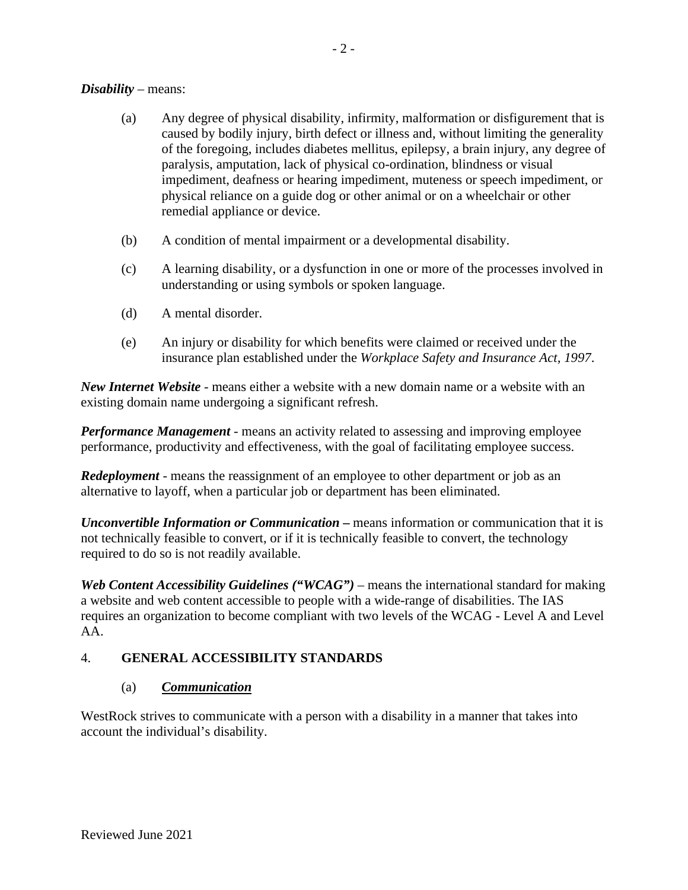***Disability*** – means:

(a) Any degree of physical disability, infirmity, malformation or disfigurement that is caused by bodily injury, birth defect or illness and, without limiting the generality of the foregoing, includes diabetes mellitus, epilepsy, a brain injury, any degree of paralysis, amputation, lack of physical co-ordination, blindness or visual impediment, deafness or hearing impediment, muteness or speech impediment, or physical reliance on a guide dog or other animal or on a wheelchair or other remedial appliance or device.

(b) A condition of mental impairment or a developmental disability.

(c) A learning disability, or a dysfunction in one or more of the processes involved in understanding or using symbols or spoken language.

(d) A mental disorder.

(e) An injury or disability for which benefits were claimed or received under the insurance plan established under the *Workplace Safety and Insurance Act, 1997*.

***New Internet Website*** - means either a website with a new domain name or a website with an existing domain name undergoing a significant refresh.

***Performance Management*** - means an activity related to assessing and improving employee performance, productivity and effectiveness, with the goal of facilitating employee success.

***Redeployment*** - means the reassignment of an employee to other department or job as an alternative to layoff, when a particular job or department has been eliminated.

***Unconvertible Information or Communication*** **–** means information or communication that it is not technically feasible to convert, or if it is technically feasible to convert, the technology required to do so is not readily available.

***Web Content Accessibility Guidelines ("WCAG")*** – means the international standard for making a website and web content accessible to people with a wide-range of disabilities. The IAS requires an organization to become compliant with two levels of the WCAG - Level A and Level AA.

## 4. GENERAL ACCESSIBILITY STANDARDS

### (a) ***Communication***

WestRock strives to communicate with a person with a disability in a manner that takes into account the individual's disability.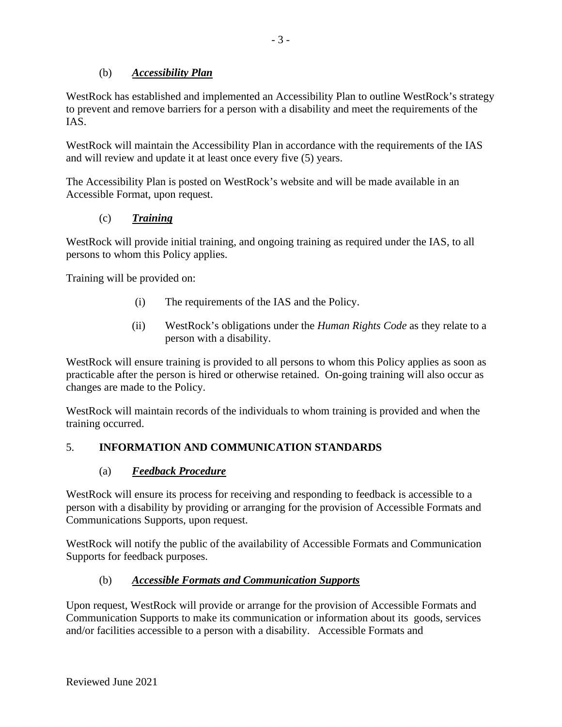### (b) ***Accessibility Plan***

WestRock has established and implemented an Accessibility Plan to outline WestRock's strategy to prevent and remove barriers for a person with a disability and meet the requirements of the IAS.

WestRock will maintain the Accessibility Plan in accordance with the requirements of the IAS and will review and update it at least once every five (5) years.

The Accessibility Plan is posted on WestRock's website and will be made available in an Accessible Format, upon request.

### (c) ***Training***

WestRock will provide initial training, and ongoing training as required under the IAS, to all persons to whom this Policy applies.

Training will be provided on:

(i) The requirements of the IAS and the Policy.

(ii) WestRock's obligations under the *Human Rights Code* as they relate to a person with a disability.

WestRock will ensure training is provided to all persons to whom this Policy applies as soon as practicable after the person is hired or otherwise retained. On-going training will also occur as changes are made to the Policy.

WestRock will maintain records of the individuals to whom training is provided and when the training occurred.

## 5. INFORMATION AND COMMUNICATION STANDARDS

### (a) ***Feedback Procedure***

WestRock will ensure its process for receiving and responding to feedback is accessible to a person with a disability by providing or arranging for the provision of Accessible Formats and Communications Supports, upon request.

WestRock will notify the public of the availability of Accessible Formats and Communication Supports for feedback purposes.

### (b) ***Accessible Formats and Communication Supports***

Upon request, WestRock will provide or arrange for the provision of Accessible Formats and Communication Supports to make its communication or information about its goods, services and/or facilities accessible to a person with a disability. Accessible Formats and

Reviewed June 2021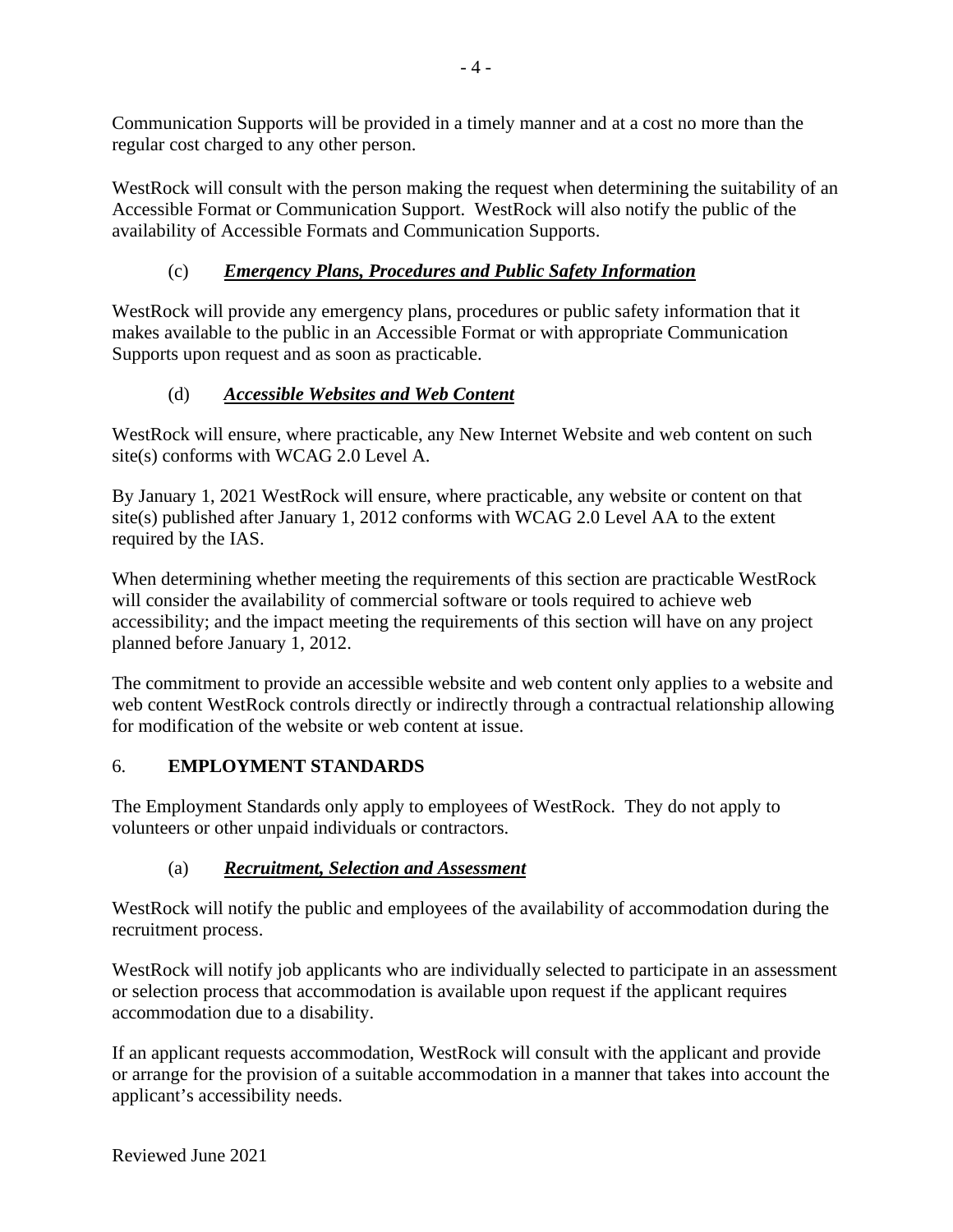Communication Supports will be provided in a timely manner and at a cost no more than the regular cost charged to any other person.

WestRock will consult with the person making the request when determining the suitability of an Accessible Format or Communication Support. WestRock will also notify the public of the availability of Accessible Formats and Communication Supports.

### (c) ***Emergency Plans, Procedures and Public Safety Information***

WestRock will provide any emergency plans, procedures or public safety information that it makes available to the public in an Accessible Format or with appropriate Communication Supports upon request and as soon as practicable.

### (d) ***Accessible Websites and Web Content***

WestRock will ensure, where practicable, any New Internet Website and web content on such site(s) conforms with WCAG 2.0 Level A.

By January 1, 2021 WestRock will ensure, where practicable, any website or content on that site(s) published after January 1, 2012 conforms with WCAG 2.0 Level AA to the extent required by the IAS.

When determining whether meeting the requirements of this section are practicable WestRock will consider the availability of commercial software or tools required to achieve web accessibility; and the impact meeting the requirements of this section will have on any project planned before January 1, 2012.

The commitment to provide an accessible website and web content only applies to a website and web content WestRock controls directly or indirectly through a contractual relationship allowing for modification of the website or web content at issue.

## 6. EMPLOYMENT STANDARDS

The Employment Standards only apply to employees of WestRock. They do not apply to volunteers or other unpaid individuals or contractors.

### (a) ***Recruitment, Selection and Assessment***

WestRock will notify the public and employees of the availability of accommodation during the recruitment process.

WestRock will notify job applicants who are individually selected to participate in an assessment or selection process that accommodation is available upon request if the applicant requires accommodation due to a disability.

If an applicant requests accommodation, WestRock will consult with the applicant and provide or arrange for the provision of a suitable accommodation in a manner that takes into account the applicant's accessibility needs.

Reviewed June 2021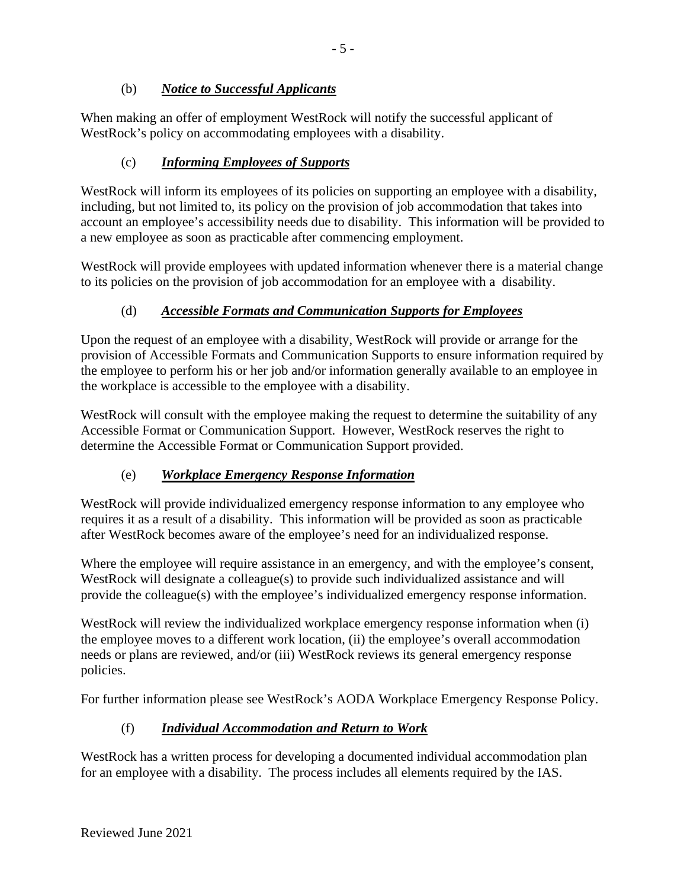### (b) ***Notice to Successful Applicants***

When making an offer of employment WestRock will notify the successful applicant of WestRock's policy on accommodating employees with a disability.

### (c) ***Informing Employees of Supports***

WestRock will inform its employees of its policies on supporting an employee with a disability, including, but not limited to, its policy on the provision of job accommodation that takes into account an employee's accessibility needs due to disability. This information will be provided to a new employee as soon as practicable after commencing employment.

WestRock will provide employees with updated information whenever there is a material change to its policies on the provision of job accommodation for an employee with a disability.

### (d) ***Accessible Formats and Communication Supports for Employees***

Upon the request of an employee with a disability, WestRock will provide or arrange for the provision of Accessible Formats and Communication Supports to ensure information required by the employee to perform his or her job and/or information generally available to an employee in the workplace is accessible to the employee with a disability.

WestRock will consult with the employee making the request to determine the suitability of any Accessible Format or Communication Support. However, WestRock reserves the right to determine the Accessible Format or Communication Support provided.

### (e) ***Workplace Emergency Response Information***

WestRock will provide individualized emergency response information to any employee who requires it as a result of a disability. This information will be provided as soon as practicable after WestRock becomes aware of the employee's need for an individualized response.

Where the employee will require assistance in an emergency, and with the employee's consent, WestRock will designate a colleague(s) to provide such individualized assistance and will provide the colleague(s) with the employee's individualized emergency response information.

WestRock will review the individualized workplace emergency response information when (i) the employee moves to a different work location, (ii) the employee's overall accommodation needs or plans are reviewed, and/or (iii) WestRock reviews its general emergency response policies.

For further information please see WestRock's AODA Workplace Emergency Response Policy.

### (f) ***Individual Accommodation and Return to Work***

WestRock has a written process for developing a documented individual accommodation plan for an employee with a disability. The process includes all elements required by the IAS.

Reviewed June 2021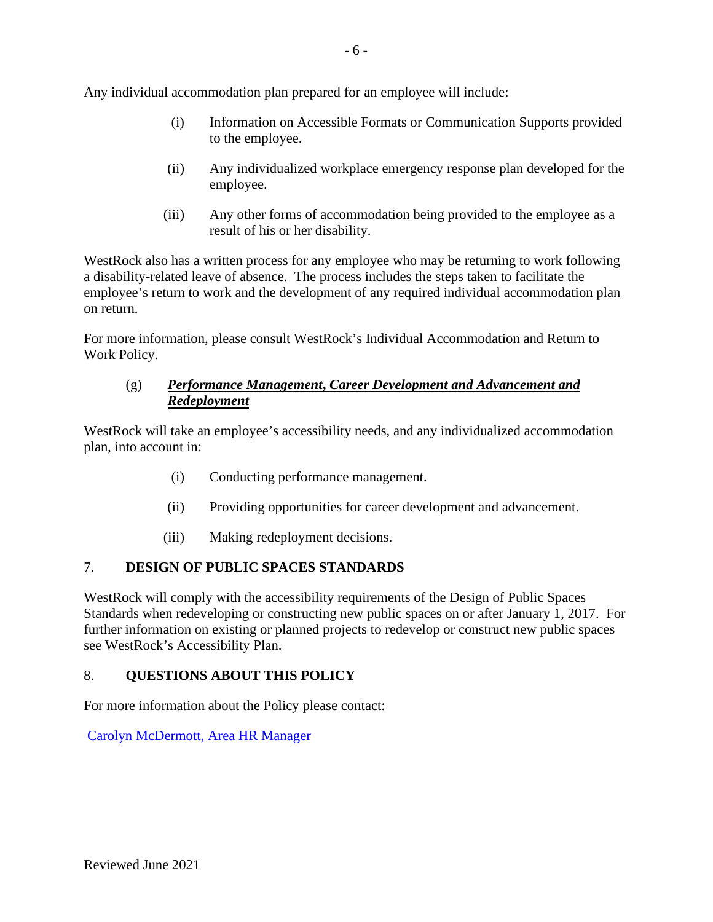Any individual accommodation plan prepared for an employee will include:

(i) Information on Accessible Formats or Communication Supports provided to the employee.

(ii) Any individualized workplace emergency response plan developed for the employee.

(iii) Any other forms of accommodation being provided to the employee as a result of his or her disability.

WestRock also has a written process for any employee who may be returning to work following a disability-related leave of absence. The process includes the steps taken to facilitate the employee's return to work and the development of any required individual accommodation plan on return.

For more information, please consult WestRock's Individual Accommodation and Return to Work Policy.

(g) ***Performance Management, Career Development and Advancement and Redeployment***

WestRock will take an employee's accessibility needs, and any individualized accommodation plan, into account in:

(i) Conducting performance management.

(ii) Providing opportunities for career development and advancement.

(iii) Making redeployment decisions.

## 7. DESIGN OF PUBLIC SPACES STANDARDS

WestRock will comply with the accessibility requirements of the Design of Public Spaces Standards when redeveloping or constructing new public spaces on or after January 1, 2017. For further information on existing or planned projects to redevelop or construct new public spaces see WestRock's Accessibility Plan.

## 8. QUESTIONS ABOUT THIS POLICY

For more information about the Policy please contact:

Carolyn McDermott, Area HR Manager

Reviewed June 2021